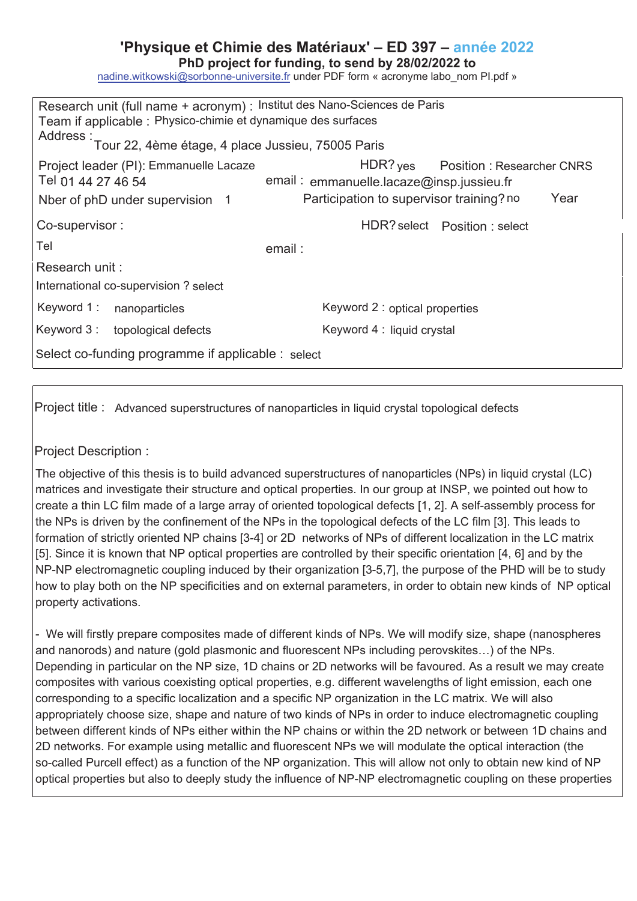# 'Physique et Chimie des Matériaux' – ED 397 – année 2022

**PhD project for funding, to send by 28/02/2022 to**

nadine.witkowski@sorbonne-universite.fr under PDF form « acronyme labo_nom PI.pdf »

Research unit (full name + acronym) : Institut des Nano-Sciences de Paris
Team if applicable : Physico-chimie et dynamique des surfaces
Address : Tour 22, 4ème étage, 4 place Jussieu, 75005 Paris

Project leader (PI): Emmanuelle Lacaze HDR? yes Position : Researcher CNRS
Tel 01 44 27 46 54 email : emmanuelle.lacaze@insp.jussieu.fr
Nber of phD under supervision 1 Participation to supervisor training? no Year

Co-supervisor : HDR? select Position : select
Tel email :
Research unit :
International co-supervision ? select

Keyword 1 : nanoparticles Keyword 2 : optical properties
Keyword 3 : topological defects Keyword 4 : liquid crystal

Select co-funding programme if applicable : select

Project title : Advanced superstructures of nanoparticles in liquid crystal topological defects

Project Description :

The objective of this thesis is to build advanced superstructures of nanoparticles (NPs) in liquid crystal (LC) matrices and investigate their structure and optical properties. In our group at INSP, we pointed out how to create a thin LC film made of a large array of oriented topological defects [1, 2]. A self-assembly process for the NPs is driven by the confinement of the NPs in the topological defects of the LC film [3]. This leads to formation of strictly oriented NP chains [3-4] or 2D networks of NPs of different localization in the LC matrix [5]. Since it is known that NP optical properties are controlled by their specific orientation [4, 6] and by the NP-NP electromagnetic coupling induced by their organization [3-5,7], the purpose of the PHD will be to study how to play both on the NP specificities and on external parameters, in order to obtain new kinds of NP optical property activations.

- We will firstly prepare composites made of different kinds of NPs. We will modify size, shape (nanospheres and nanorods) and nature (gold plasmonic and fluorescent NPs including perovskites…) of the NPs. Depending in particular on the NP size, 1D chains or 2D networks will be favoured. As a result we may create composites with various coexisting optical properties, e.g. different wavelengths of light emission, each one corresponding to a specific localization and a specific NP organization in the LC matrix. We will also appropriately choose size, shape and nature of two kinds of NPs in order to induce electromagnetic coupling between different kinds of NPs either within the NP chains or within the 2D network or between 1D chains and 2D networks. For example using metallic and fluorescent NPs we will modulate the optical interaction (the so-called Purcell effect) as a function of the NP organization. This will allow not only to obtain new kind of NP optical properties but also to deeply study the influence of NP-NP electromagnetic coupling on these properties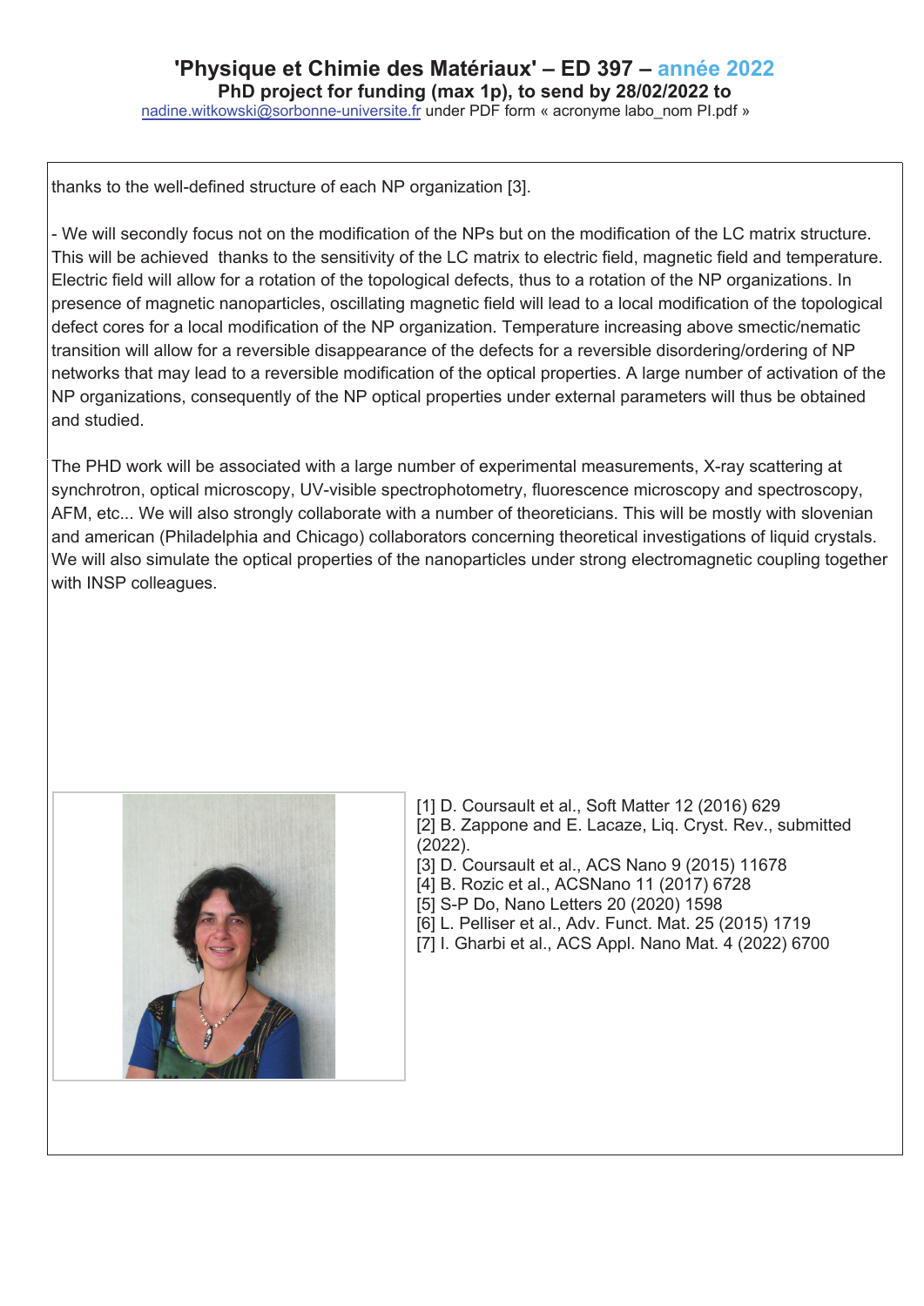thanks to the well-defined structure of each NP organization [3].

- We will secondly focus not on the modification of the NPs but on the modification of the LC matrix structure. This will be achieved thanks to the sensitivity of the LC matrix to electric field, magnetic field and temperature. Electric field will allow for a rotation of the topological defects, thus to a rotation of the NP organizations. In presence of magnetic nanoparticles, oscillating magnetic field will lead to a local modification of the topological defect cores for a local modification of the NP organization. Temperature increasing above smectic/nematic transition will allow for a reversible disappearance of the defects for a reversible disordering/ordering of NP networks that may lead to a reversible modification of the optical properties. A large number of activation of the NP organizations, consequently of the NP optical properties under external parameters will thus be obtained and studied.

The PHD work will be associated with a large number of experimental measurements, X-ray scattering at synchrotron, optical microscopy, UV-visible spectrophotometry, fluorescence microscopy and spectroscopy, AFM, etc... We will also strongly collaborate with a number of theoreticians. This will be mostly with slovenian and american (Philadelphia and Chicago) collaborators concerning theoretical investigations of liquid crystals. We will also simulate the optical properties of the nanoparticles under strong electromagnetic coupling together with INSP colleagues.

[1] D. Coursault et al., Soft Matter 12 (2016) 629
[2] B. Zappone and E. Lacaze, Liq. Cryst. Rev., submitted (2022).
[3] D. Coursault et al., ACS Nano 9 (2015) 11678
[4] B. Rozic et al., ACSNano 11 (2017) 6728
[5] S-P Do, Nano Letters 20 (2020) 1598
[6] L. Pelliser et al., Adv. Funct. Mat. 25 (2015) 1719
[7] I. Gharbi et al., ACS Appl. Nano Mat. 4 (2022) 6700